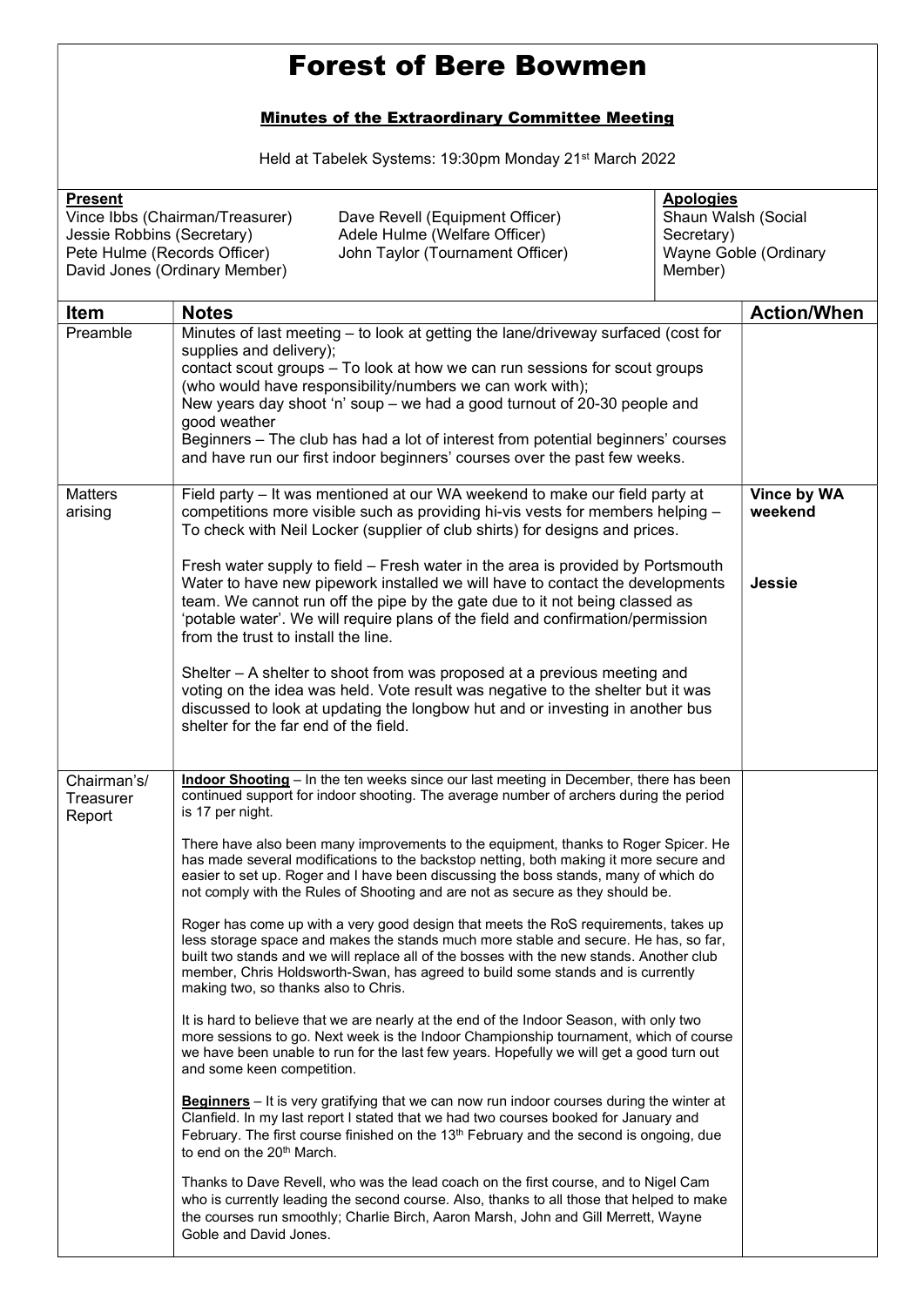# Forest of Bere Bowmen

## Minutes of the Extraordinary Committee Meeting

Held at Tabelek Systems: 19:30pm Monday 21st March 2022

| Present | | Apologies |
|---|---|---|
| Vince Ibbs (Chairman/Treasurer)<br>Jessie Robbins (Secretary)<br>Pete Hulme (Records Officer)<br>David Jones (Ordinary Member) | Dave Revell (Equipment Officer)<br>Adele Hulme (Welfare Officer)<br>John Taylor (Tournament Officer) | Shaun Walsh (Social Secretary)<br>Wayne Goble (Ordinary Member) |

| Item | Notes | Action/When |
|---|---|---|
| Preamble | Minutes of last meeting – to look at getting the lane/driveway surfaced (cost for supplies and delivery);<br>contact scout groups – To look at how we can run sessions for scout groups (who would have responsibility/numbers we can work with);<br>New years day shoot 'n' soup – we had a good turnout of 20-30 people and good weather<br>Beginners – The club has had a lot of interest from potential beginners' courses and have run our first indoor beginners' courses over the past few weeks. | |
| Matters arising | Field party – It was mentioned at our WA weekend to make our field party at competitions more visible such as providing hi-vis vests for members helping – To check with Neil Locker (supplier of club shirts) for designs and prices.<br><br>Fresh water supply to field – Fresh water in the area is provided by Portsmouth Water to have new pipework installed we will have to contact the developments team. We cannot run off the pipe by the gate due to it not being classed as 'potable water'. We will require plans of the field and confirmation/permission from the trust to install the line.<br><br>Shelter – A shelter to shoot from was proposed at a previous meeting and voting on the idea was held. Vote result was negative to the shelter but it was discussed to look at updating the longbow hut and or investing in another bus shelter for the far end of the field. | **Vince by WA weekend**<br><br>**Jessie** |
| Chairman's/ Treasurer Report | **Indoor Shooting** – In the ten weeks since our last meeting in December, there has been continued support for indoor shooting. The average number of archers during the period is 17 per night.<br><br>There have also been many improvements to the equipment, thanks to Roger Spicer. He has made several modifications to the backstop netting, both making it more secure and easier to set up. Roger and I have been discussing the boss stands, many of which do not comply with the Rules of Shooting and are not as secure as they should be.<br><br>Roger has come up with a very good design that meets the RoS requirements, takes up less storage space and makes the stands much more stable and secure. He has, so far, built two stands and we will replace all of the bosses with the new stands. Another club member, Chris Holdsworth-Swan, has agreed to build some stands and is currently making two, so thanks also to Chris.<br><br>It is hard to believe that we are nearly at the end of the Indoor Season, with only two more sessions to go. Next week is the Indoor Championship tournament, which of course we have been unable to run for the last few years. Hopefully we will get a good turn out and some keen competition.<br><br>**Beginners** – It is very gratifying that we can now run indoor courses during the winter at Clanfield. In my last report I stated that we had two courses booked for January and February. The first course finished on the 13th February and the second is ongoing, due to end on the 20th March.<br><br>Thanks to Dave Revell, who was the lead coach on the first course, and to Nigel Cam who is currently leading the second course. Also, thanks to all those that helped to make the courses run smoothly; Charlie Birch, Aaron Marsh, John and Gill Merrett, Wayne Goble and David Jones. | |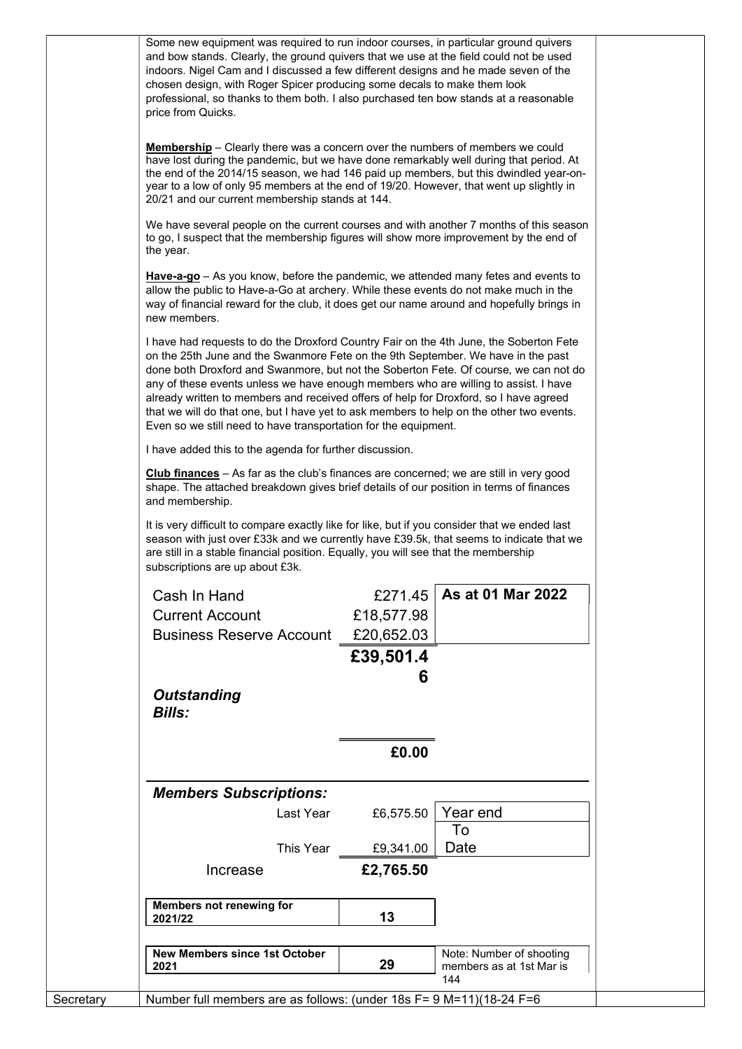Some new equipment was required to run indoor courses, in particular ground quivers and bow stands. Clearly, the ground quivers that we use at the field could not be used indoors. Nigel Cam and I discussed a few different designs and he made seven of the chosen design, with Roger Spicer producing some decals to make them look professional, so thanks to them both. I also purchased ten bow stands at a reasonable price from Quicks.

**Membership** – Clearly there was a concern over the numbers of members we could have lost during the pandemic, but we have done remarkably well during that period. At the end of the 2014/15 season, we had 146 paid up members, but this dwindled year-on-year to a low of only 95 members at the end of 19/20. However, that went up slightly in 20/21 and our current membership stands at 144.

We have several people on the current courses and with another 7 months of this season to go, I suspect that the membership figures will show more improvement by the end of the year.

**Have-a-go** – As you know, before the pandemic, we attended many fetes and events to allow the public to Have-a-Go at archery. While these events do not make much in the way of financial reward for the club, it does get our name around and hopefully brings in new members.

I have had requests to do the Droxford Country Fair on the 4th June, the Soberton Fete on the 25th June and the Swanmore Fete on the 9th September. We have in the past done both Droxford and Swanmore, but not the Soberton Fete. Of course, we can not do any of these events unless we have enough members who are willing to assist. I have already written to members and received offers of help for Droxford, so I have agreed that we will do that one, but I have yet to ask members to help on the other two events. Even so we still need to have transportation for the equipment.

I have added this to the agenda for further discussion.

**Club finances** – As far as the club's finances are concerned; we are still in very good shape. The attached breakdown gives brief details of our position in terms of finances and membership.

It is very difficult to compare exactly like for like, but if you consider that we ended last season with just over £33k and we currently have £39.5k, that seems to indicate that we are still in a stable financial position. Equally, you will see that the membership subscriptions are up about £3k.

| | | |
|---|---|---|
| Cash In Hand | £271.45 | **As at 01 Mar 2022** |
| Current Account | £18,577.98 | |
| Business Reserve Account | £20,652.03 | |
| | **£39,501.46** | |
| ***Outstanding Bills:*** | | |
| | **£0.00** | |
| ***Members Subscriptions:*** | | |
| Last Year | £6,575.50 | Year end |
| This Year | £9,341.00 | To Date |
| Increase | **£2,765.50** | |
| **Members not renewing for 2021/22** | **13** | |
| **New Members since 1st October 2021** | **29** | Note: Number of shooting members as at 1st Mar is 144 |

Secretary

Number full members are as follows: (under 18s F= 9 M=11)(18-24 F=6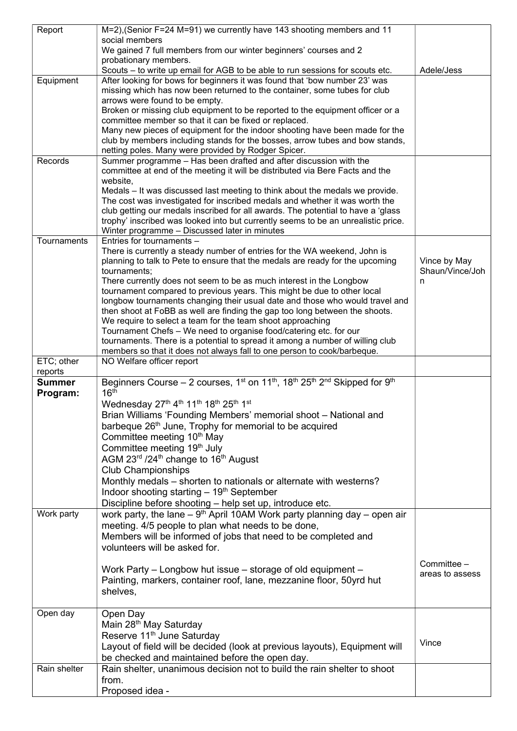| | | |
|---|---|---|
| Report | M=2),(Senior F=24 M=91) we currently have 143 shooting members and 11 social members<br>We gained 7 full members from our winter beginners' courses and 2 probationary members.<br>Scouts – to write up email for AGB to be able to run sessions for scouts etc. | Adele/Jess |
| Equipment | After looking for bows for beginners it was found that 'bow number 23' was missing which has now been returned to the container, some tubes for club arrows were found to be empty.<br>Broken or missing club equipment to be reported to the equipment officer or a committee member so that it can be fixed or replaced.<br>Many new pieces of equipment for the indoor shooting have been made for the club by members including stands for the bosses, arrow tubes and bow stands, netting poles. Many were provided by Rodger Spicer. | |
| Records | Summer programme – Has been drafted and after discussion with the committee at end of the meeting it will be distributed via Bere Facts and the website,<br>Medals – It was discussed last meeting to think about the medals we provide. The cost was investigated for inscribed medals and whether it was worth the club getting our medals inscribed for all awards. The potential to have a 'glass trophy' inscribed was looked into but currently seems to be an unrealistic price.<br>Winter programme – Discussed later in minutes | |
| Tournaments | Entries for tournaments –<br>There is currently a steady number of entries for the WA weekend, John is planning to talk to Pete to ensure that the medals are ready for the upcoming tournaments;<br>There currently does not seem to be as much interest in the Longbow tournament compared to previous years. This might be due to other local longbow tournaments changing their usual date and those who would travel and then shoot at FoBB as well are finding the gap too long between the shoots.<br>We require to select a team for the team shoot approaching<br>Tournament Chefs – We need to organise food/catering etc. for our tournaments. There is a potential to spread it among a number of willing club members so that it does not always fall to one person to cook/barbeque. | Vince by May<br>Shaun/Vince/John |
| ETC; other reports | NO Welfare officer report | |
| **Summer Program:** | Beginners Course – 2 courses, 1st on 11th, 18th 25th 2nd Skipped for 9th 16th<br>Wednesday 27th 4th 11th 18th 25th 1st<br>Brian Williams 'Founding Members' memorial shoot – National and barbeque 26th June, Trophy for memorial to be acquired<br>Committee meeting 10th May<br>Committee meeting 19th July<br>AGM 23rd /24th change to 16th August<br>Club Championships<br>Monthly medals – shorten to nationals or alternate with westerns?<br>Indoor shooting starting – 19th September<br>Discipline before shooting – help set up, introduce etc. | |
| Work party | work party, the lane – 9th April 10AM Work party planning day – open air meeting. 4/5 people to plan what needs to be done,<br>Members will be informed of jobs that need to be completed and volunteers will be asked for.<br><br>Work Party – Longbow hut issue – storage of old equipment – Painting, markers, container roof, lane, mezzanine floor, 50yrd hut shelves, | Committee – areas to assess |
| Open day | Open Day<br>Main 28th May Saturday<br>Reserve 11th June Saturday<br>Layout of field will be decided (look at previous layouts), Equipment will be checked and maintained before the open day. | Vince |
| Rain shelter | Rain shelter, unanimous decision not to build the rain shelter to shoot from.<br>Proposed idea - | |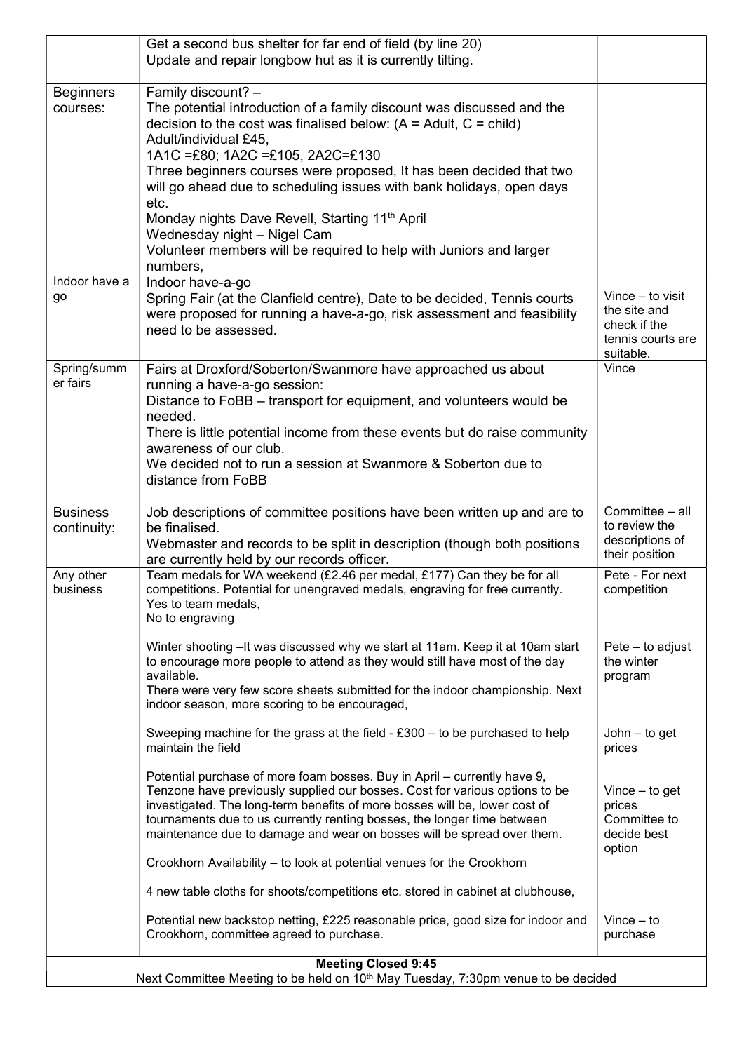| | | |
|---|---|---|
| | Get a second bus shelter for far end of field (by line 20)<br>Update and repair longbow hut as it is currently tilting. | |
| Beginners courses: | Family discount? –<br>The potential introduction of a family discount was discussed and the decision to the cost was finalised below: (A = Adult, C = child)<br>Adult/individual £45,<br>1A1C =£80; 1A2C =£105, 2A2C=£130<br>Three beginners courses were proposed, It has been decided that two will go ahead due to scheduling issues with bank holidays, open days etc.<br>Monday nights Dave Revell, Starting 11th April<br>Wednesday night – Nigel Cam<br>Volunteer members will be required to help with Juniors and larger numbers, | |
| Indoor have a go | Indoor have-a-go<br>Spring Fair (at the Clanfield centre), Date to be decided, Tennis courts were proposed for running a have-a-go, risk assessment and feasibility need to be assessed. | Vince – to visit the site and check if the tennis courts are suitable. |
| Spring/summer fairs | Fairs at Droxford/Soberton/Swanmore have approached us about running a have-a-go session:<br>Distance to FoBB – transport for equipment, and volunteers would be needed.<br>There is little potential income from these events but do raise community awareness of our club.<br>We decided not to run a session at Swanmore & Soberton due to distance from FoBB | Vince |
| Business continuity: | Job descriptions of committee positions have been written up and are to be finalised.<br>Webmaster and records to be split in description (though both positions are currently held by our records officer. | Committee – all to review the descriptions of their position |
| Any other business | Team medals for WA weekend (£2.46 per medal, £177) Can they be for all competitions. Potential for unengraved medals, engraving for free currently.<br>Yes to team medals,<br>No to engraving | Pete - For next competition |
| | Winter shooting –It was discussed why we start at 11am. Keep it at 10am start to encourage more people to attend as they would still have most of the day available.<br>There were very few score sheets submitted for the indoor championship. Next indoor season, more scoring to be encouraged, | Pete – to adjust the winter program |
| | Sweeping machine for the grass at the field - £300 – to be purchased to help maintain the field | John – to get prices |
| | Potential purchase of more foam bosses. Buy in April – currently have 9, Tenzone have previously supplied our bosses. Cost for various options to be investigated. The long-term benefits of more bosses will be, lower cost of tournaments due to us currently renting bosses, the longer time between maintenance due to damage and wear on bosses will be spread over them. | Vince – to get prices<br>Committee to decide best option |
| | Crookhorn Availability – to look at potential venues for the Crookhorn | |
| | 4 new table cloths for shoots/competitions etc. stored in cabinet at clubhouse, | |
| | Potential new backstop netting, £225 reasonable price, good size for indoor and Crookhorn, committee agreed to purchase. | Vince – to purchase |

**Meeting Closed 9:45**

Next Committee Meeting to be held on 10th May Tuesday, 7:30pm venue to be decided